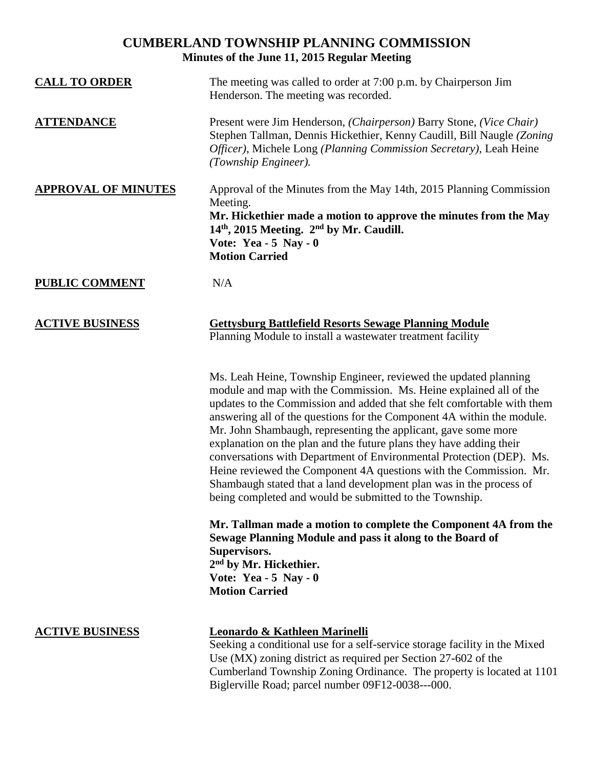# CUMBERLAND TOWNSHIP PLANNING COMMISSION

## Minutes of the June 11, 2015 Regular Meeting

**CALL TO ORDER**

The meeting was called to order at 7:00 p.m. by Chairperson Jim Henderson. The meeting was recorded.

**ATTENDANCE**

Present were Jim Henderson, *(Chairperson)* Barry Stone, *(Vice Chair)* Stephen Tallman, Dennis Hickethier, Kenny Caudill, Bill Naugle *(Zoning Officer)*, Michele Long *(Planning Commission Secretary)*, Leah Heine *(Township Engineer).*

**APPROVAL OF MINUTES**

Approval of the Minutes from the May 14th, 2015 Planning Commission Meeting.

**Mr. Hickethier made a motion to approve the minutes from the May 14th, 2015 Meeting. 2nd by Mr. Caudill.**
**Vote: Yea - 5 Nay - 0**
**Motion Carried**

**PUBLIC COMMENT**

N/A

**ACTIVE BUSINESS**

**Gettysburg Battlefield Resorts Sewage Planning Module**
Planning Module to install a wastewater treatment facility

Ms. Leah Heine, Township Engineer, reviewed the updated planning module and map with the Commission. Ms. Heine explained all of the updates to the Commission and added that she felt comfortable with them answering all of the questions for the Component 4A within the module. Mr. John Shambaugh, representing the applicant, gave some more explanation on the plan and the future plans they have adding their conversations with Department of Environmental Protection (DEP). Ms. Heine reviewed the Component 4A questions with the Commission. Mr. Shambaugh stated that a land development plan was in the process of being completed and would be submitted to the Township.

**Mr. Tallman made a motion to complete the Component 4A from the Sewage Planning Module and pass it along to the Board of Supervisors.**
**2nd by Mr. Hickethier.**
**Vote: Yea - 5 Nay - 0**
**Motion Carried**

**ACTIVE BUSINESS**

**Leonardo & Kathleen Marinelli**
Seeking a conditional use for a self-service storage facility in the Mixed Use (MX) zoning district as required per Section 27-602 of the Cumberland Township Zoning Ordinance. The property is located at 1101 Biglerville Road; parcel number 09F12-0038---000.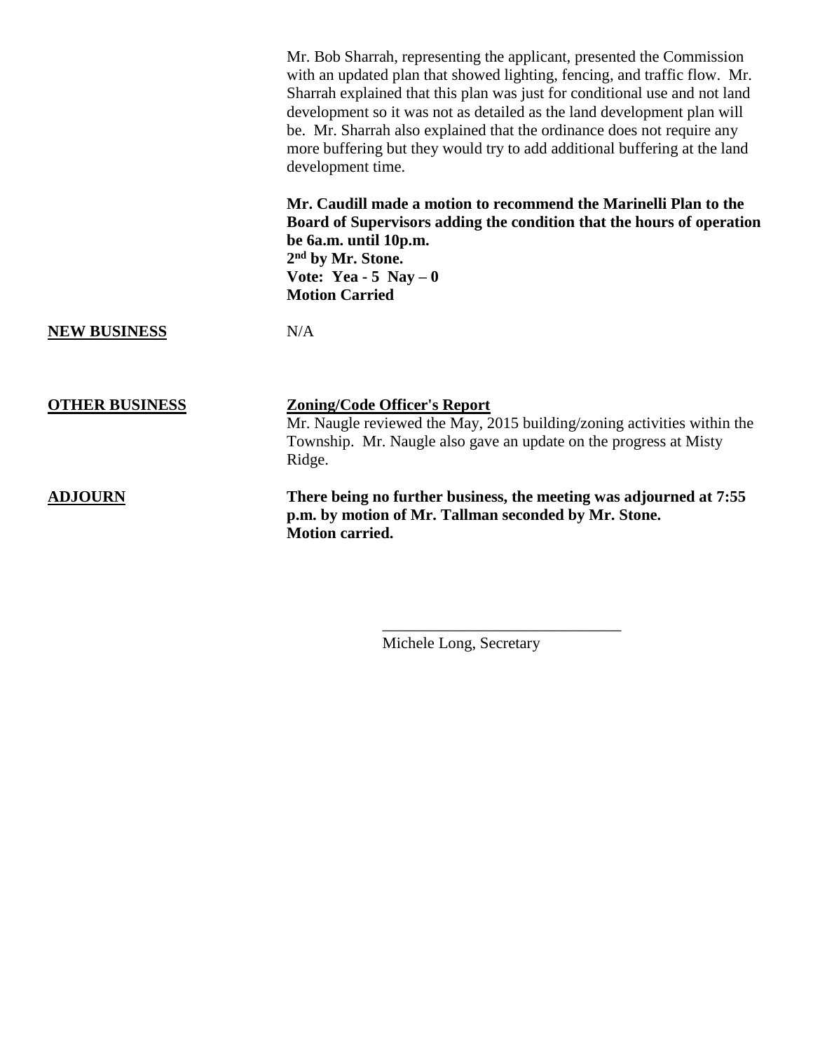Mr. Bob Sharrah, representing the applicant, presented the Commission with an updated plan that showed lighting, fencing, and traffic flow. Mr. Sharrah explained that this plan was just for conditional use and not land development so it was not as detailed as the land development plan will be. Mr. Sharrah also explained that the ordinance does not require any more buffering but they would try to add additional buffering at the land development time.

**Mr. Caudill made a motion to recommend the Marinelli Plan to the Board of Supervisors adding the condition that the hours of operation be 6a.m. until 10p.m.**
**2nd by Mr. Stone.**
**Vote: Yea - 5 Nay – 0**
**Motion Carried**

**NEW BUSINESS**

N/A

**OTHER BUSINESS**

**Zoning/Code Officer's Report**
Mr. Naugle reviewed the May, 2015 building/zoning activities within the Township. Mr. Naugle also gave an update on the progress at Misty Ridge.

**ADJOURN**

**There being no further business, the meeting was adjourned at 7:55 p.m. by motion of Mr. Tallman seconded by Mr. Stone.**
**Motion carried.**

\_\_\_\_\_\_\_\_\_\_\_\_\_\_\_\_\_\_\_\_\_\_\_\_\_\_\_\_\_\_
Michele Long, Secretary